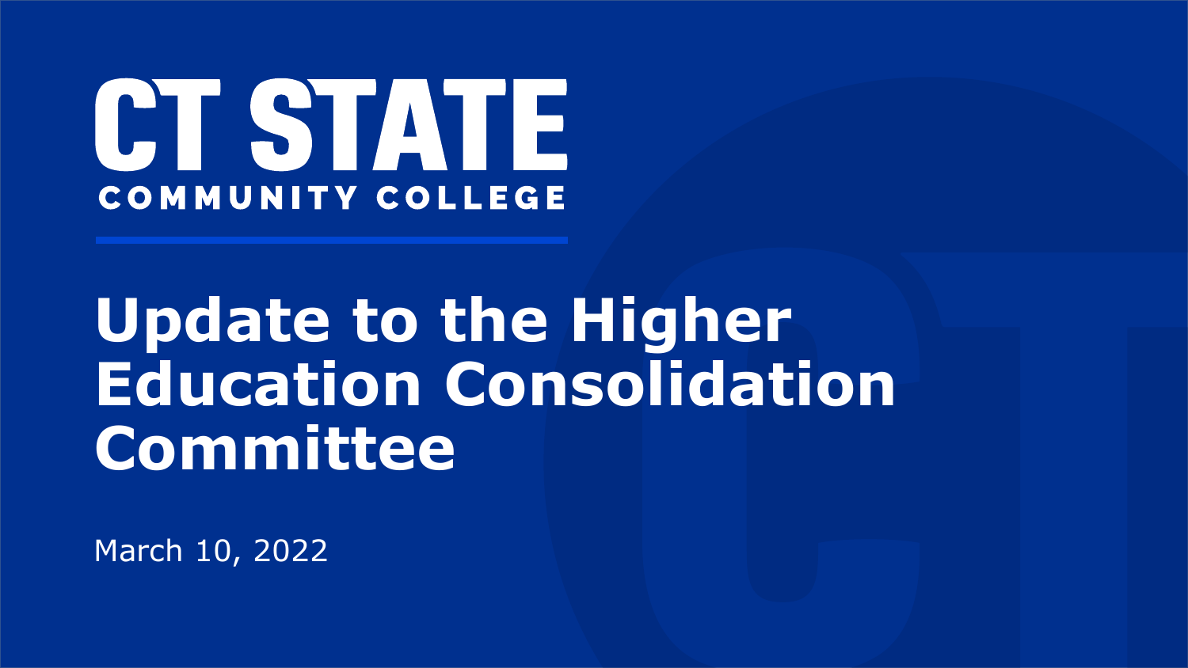CT STATE
COMMUNITY COLLEGE

# Update to the Higher Education Consolidation Committee

March 10, 2022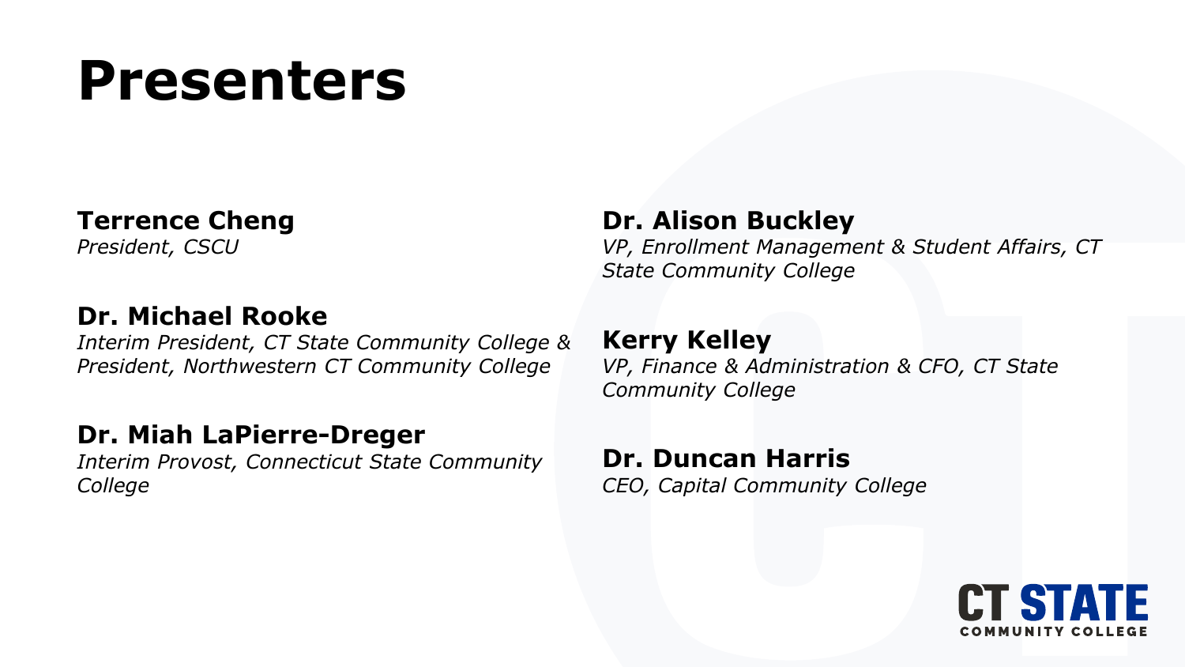# Presenters

**Terrence Cheng**
*President, CSCU*

**Dr. Michael Rooke**
*Interim President, CT State Community College & President, Northwestern CT Community College*

**Dr. Miah LaPierre-Dreger**
*Interim Provost, Connecticut State Community College*

**Dr. Alison Buckley**
*VP, Enrollment Management & Student Affairs, CT State Community College*

**Kerry Kelley**
*VP, Finance & Administration & CFO, CT State Community College*

**Dr. Duncan Harris**
*CEO, Capital Community College*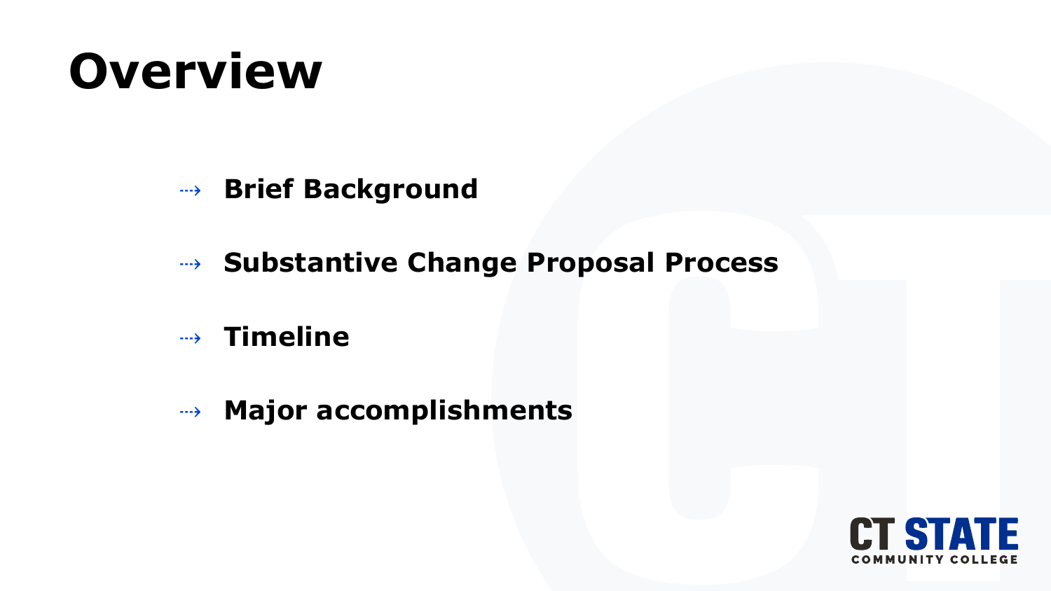# Overview

- **Brief Background**
- **Substantive Change Proposal Process**
- **Timeline**
- **Major accomplishments**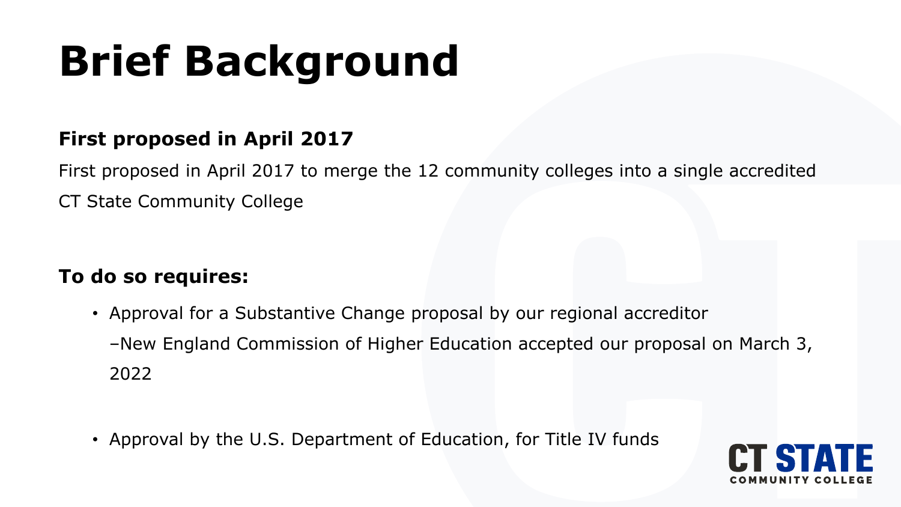# Brief Background

**First proposed in April 2017**

First proposed in April 2017 to merge the 12 community colleges into a single accredited CT State Community College

**To do so requires:**

- Approval for a Substantive Change proposal by our regional accreditor
  –New England Commission of Higher Education accepted our proposal on March 3, 2022

- Approval by the U.S. Department of Education, for Title IV funds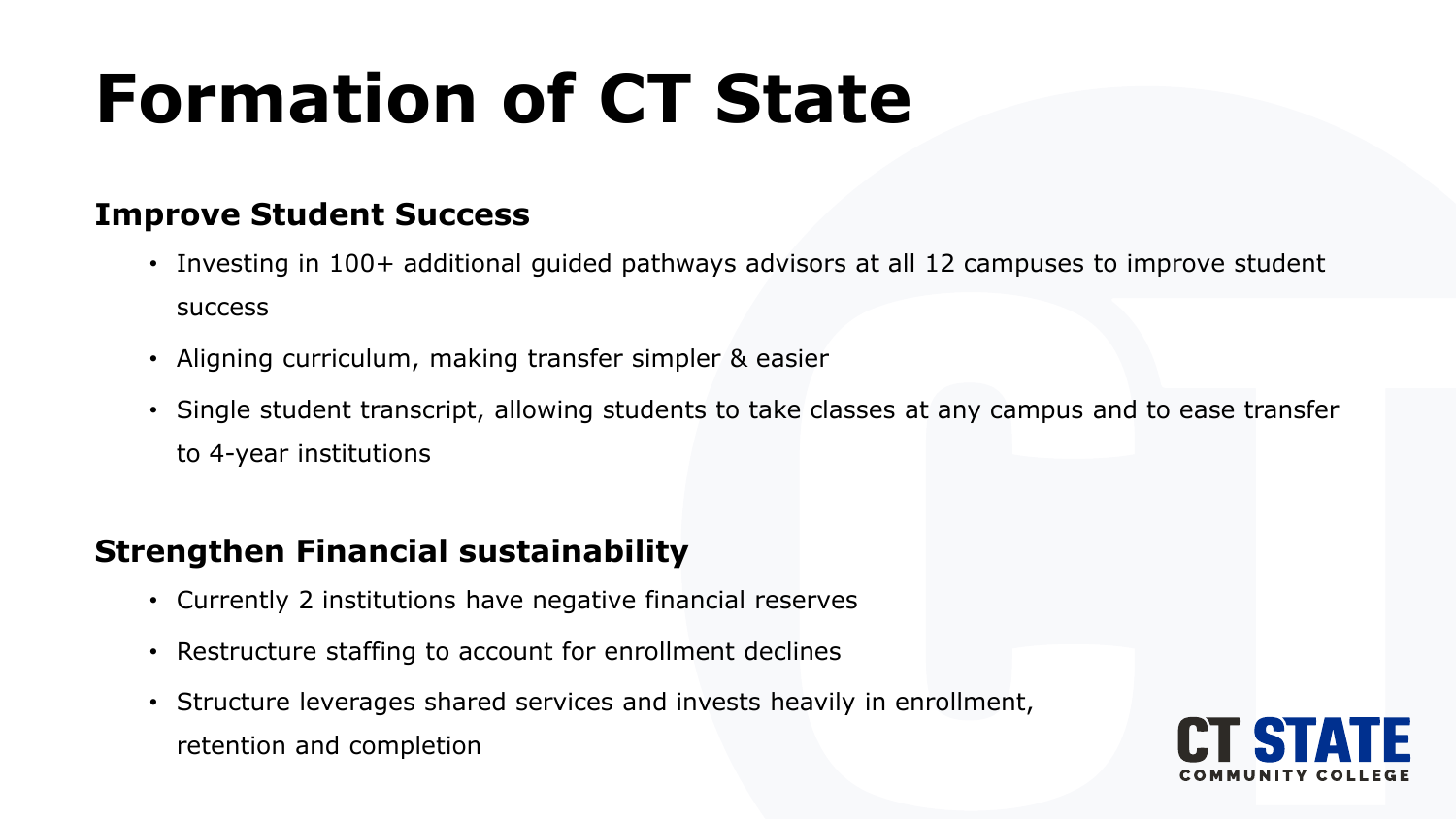# Formation of CT State

## Improve Student Success

- Investing in 100+ additional guided pathways advisors at all 12 campuses to improve student success
- Aligning curriculum, making transfer simpler & easier
- Single student transcript, allowing students to take classes at any campus and to ease transfer to 4-year institutions

## Strengthen Financial sustainability

- Currently 2 institutions have negative financial reserves
- Restructure staffing to account for enrollment declines
- Structure leverages shared services and invests heavily in enrollment, retention and completion

CT STATE COMMUNITY COLLEGE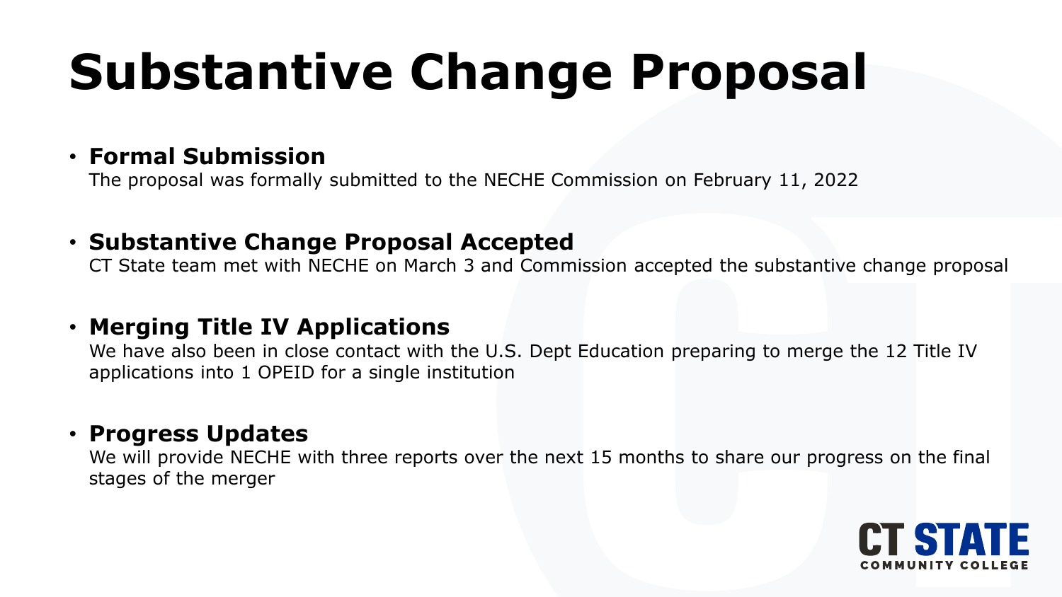# Substantive Change Proposal

- **Formal Submission**
  The proposal was formally submitted to the NECHE Commission on February 11, 2022

- **Substantive Change Proposal Accepted**
  CT State team met with NECHE on March 3 and Commission accepted the substantive change proposal

- **Merging Title IV Applications**
  We have also been in close contact with the U.S. Dept Education preparing to merge the 12 Title IV applications into 1 OPEID for a single institution

- **Progress Updates**
  We will provide NECHE with three reports over the next 15 months to share our progress on the final stages of the merger

CT STATE COMMUNITY COLLEGE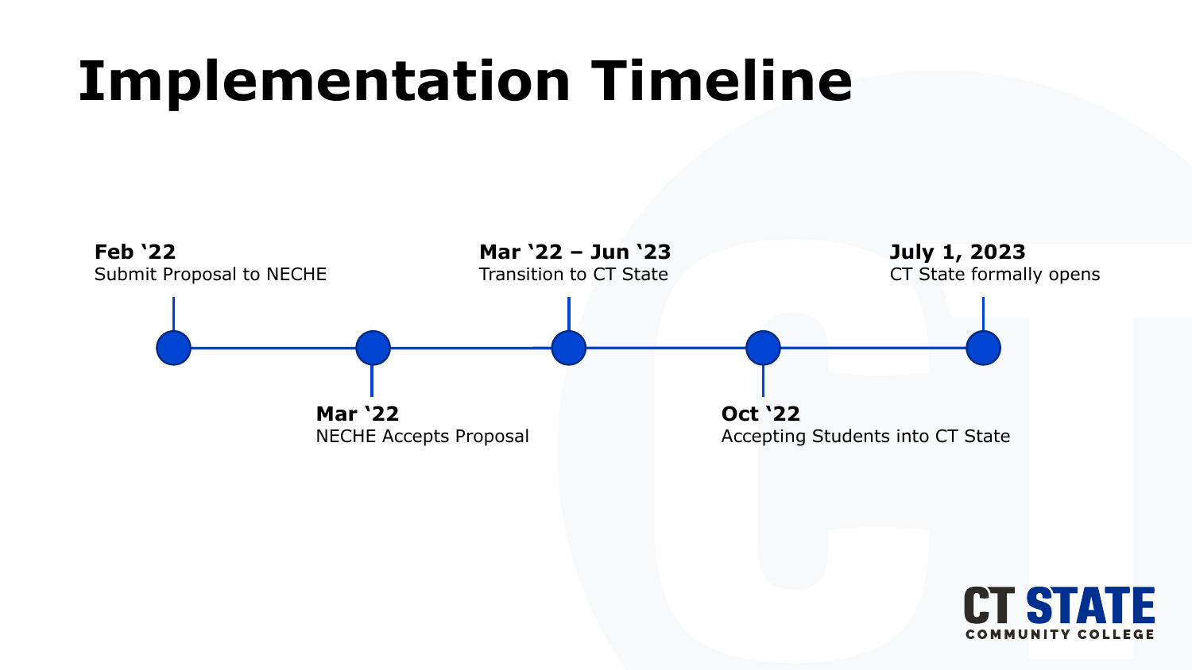# Implementation Timeline

- **Feb '22**
  Submit Proposal to NECHE
- **Mar '22**
  NECHE Accepts Proposal
- **Mar '22 – Jun '23**
  Transition to CT State
- **Oct '22**
  Accepting Students into CT State
- **July 1, 2023**
  CT State formally opens

CT STATE COMMUNITY COLLEGE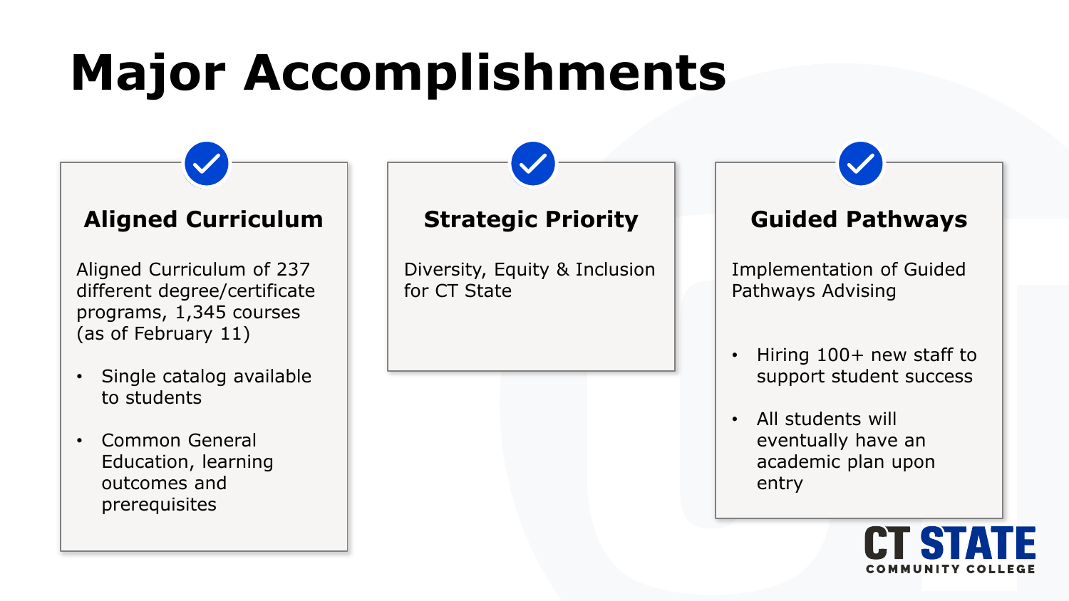# Major Accomplishments

## Aligned Curriculum

Aligned Curriculum of 237 different degree/certificate programs, 1,345 courses (as of February 11)

- Single catalog available to students
- Common General Education, learning outcomes and prerequisites

## Strategic Priority

Diversity, Equity & Inclusion for CT State

## Guided Pathways

Implementation of Guided Pathways Advising

- Hiring 100+ new staff to support student success
- All students will eventually have an academic plan upon entry

CT STATE COMMUNITY COLLEGE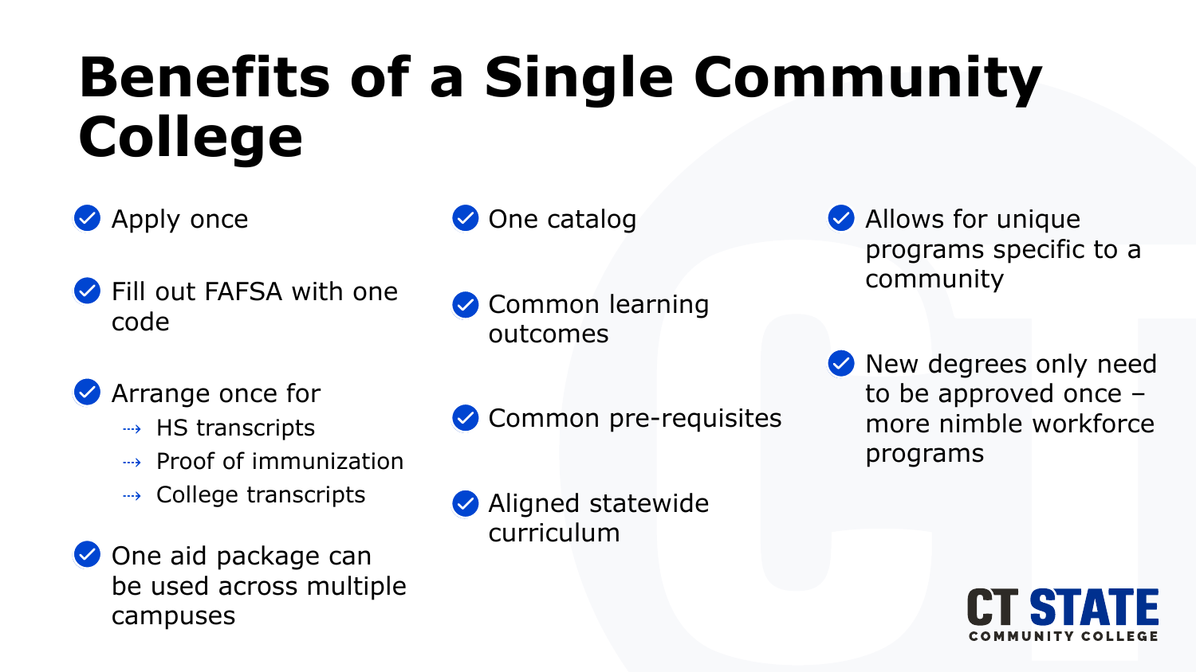# Benefits of a Single Community College

- Apply once
- Fill out FAFSA with one code
- Arrange once for
  - HS transcripts
  - Proof of immunization
  - College transcripts
- One aid package can be used across multiple campuses
- One catalog
- Common learning outcomes
- Common pre-requisites
- Aligned statewide curriculum
- Allows for unique programs specific to a community
- New degrees only need to be approved once – more nimble workforce programs

CT STATE COMMUNITY COLLEGE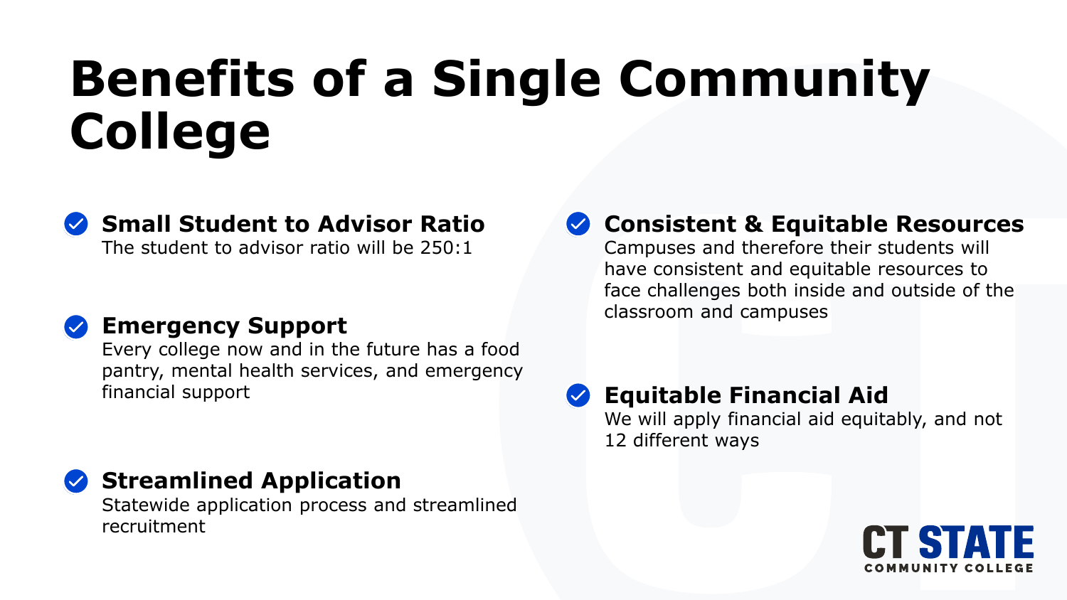# Benefits of a Single Community College

- **Small Student to Advisor Ratio**
  The student to advisor ratio will be 250:1

- **Emergency Support**
  Every college now and in the future has a food pantry, mental health services, and emergency financial support

- **Streamlined Application**
  Statewide application process and streamlined recruitment

- **Consistent & Equitable Resources**
  Campuses and therefore their students will have consistent and equitable resources to face challenges both inside and outside of the classroom and campuses

- **Equitable Financial Aid**
  We will apply financial aid equitably, and not 12 different ways

CT STATE COMMUNITY COLLEGE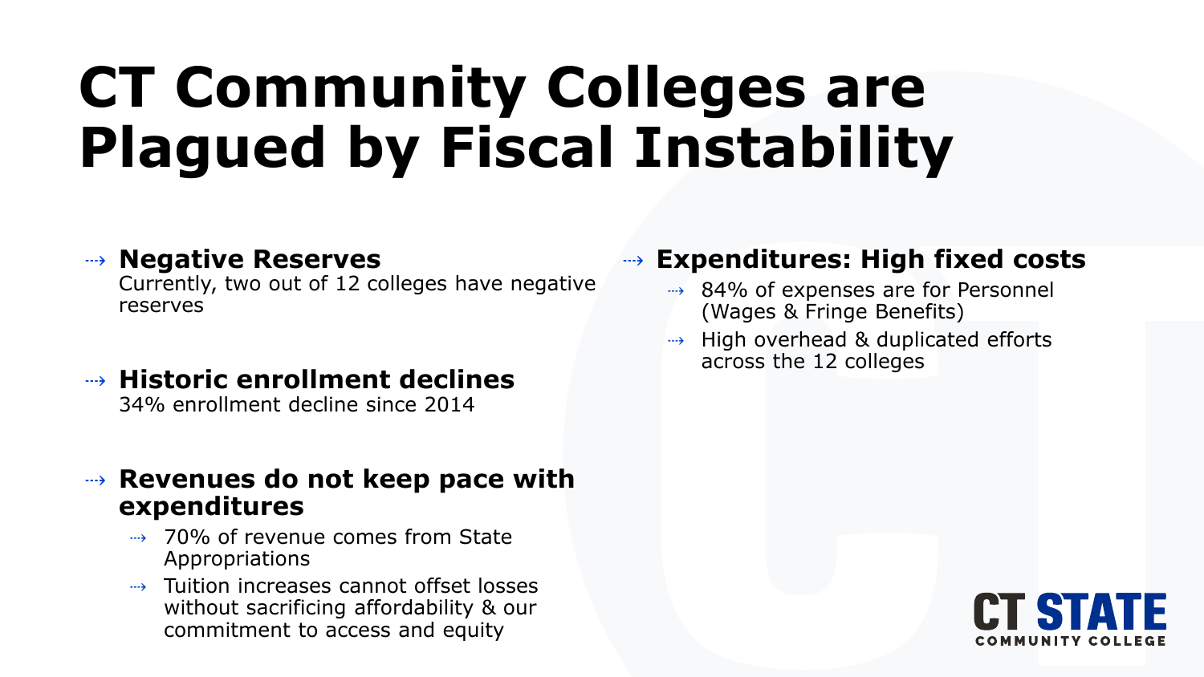# CT Community Colleges are Plagued by Fiscal Instability

- **Negative Reserves**
  Currently, two out of 12 colleges have negative reserves
- **Historic enrollment declines**
  34% enrollment decline since 2014
- **Revenues do not keep pace with expenditures**
  - 70% of revenue comes from State Appropriations
  - Tuition increases cannot offset losses without sacrificing affordability & our commitment to access and equity
- **Expenditures: High fixed costs**
  - 84% of expenses are for Personnel (Wages & Fringe Benefits)
  - High overhead & duplicated efforts across the 12 colleges

CT STATE COMMUNITY COLLEGE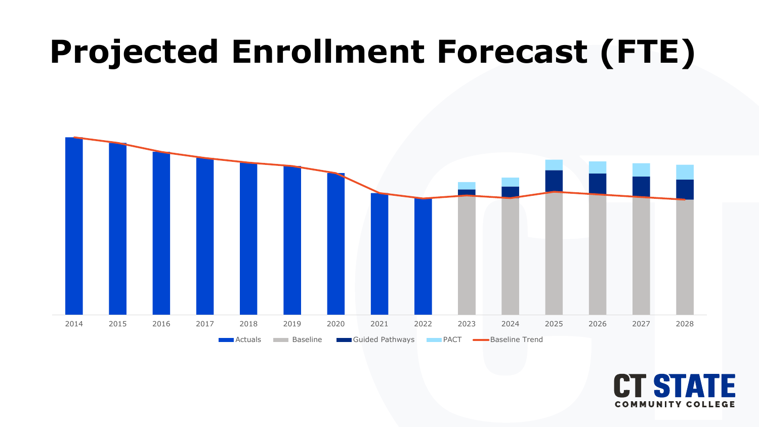# Projected Enrollment Forecast (FTE)

2014 2015 2016 2017 2018 2019 2020 2021 2022 2023 2024 2025 2026 2027 2028

Actuals Baseline Guided Pathways PACT Baseline Trend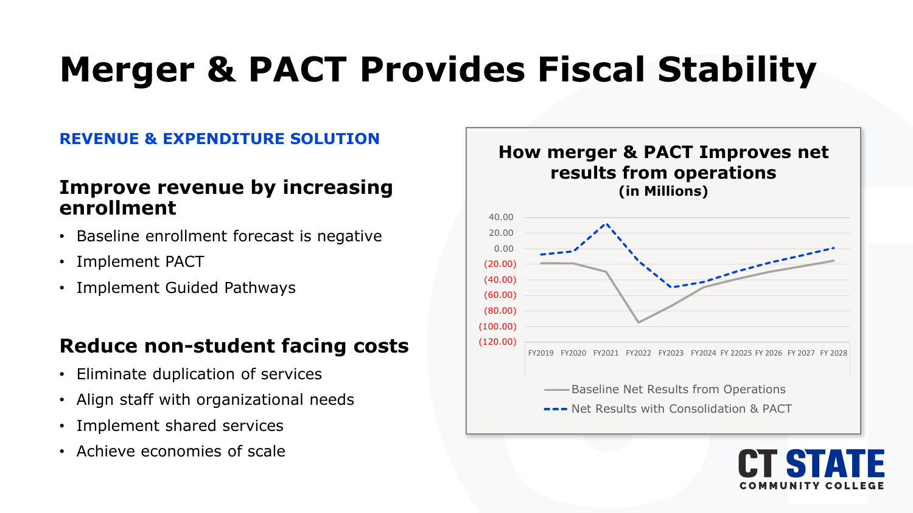# Merger & PACT Provides Fiscal Stability

**REVENUE & EXPENDITURE SOLUTION**

## Improve revenue by increasing enrollment

- Baseline enrollment forecast is negative
- Implement PACT
- Implement Guided Pathways

## Reduce non-student facing costs

- Eliminate duplication of services
- Align staff with organizational needs
- Implement shared services
- Achieve economies of scale

**How merger & PACT Improves net results from operations (in Millions)**

40.00
20.00
0.00
(20.00)
(40.00)
(60.00)
(80.00)
(100.00)
(120.00)

FY2019 FY2020 FY2021 FY2022 FY2023 FY2024 FY 22025 FY 2026 FY 2027 FY 2028

Baseline Net Results from Operations

Net Results with Consolidation & PACT

CT STATE COMMUNITY COLLEGE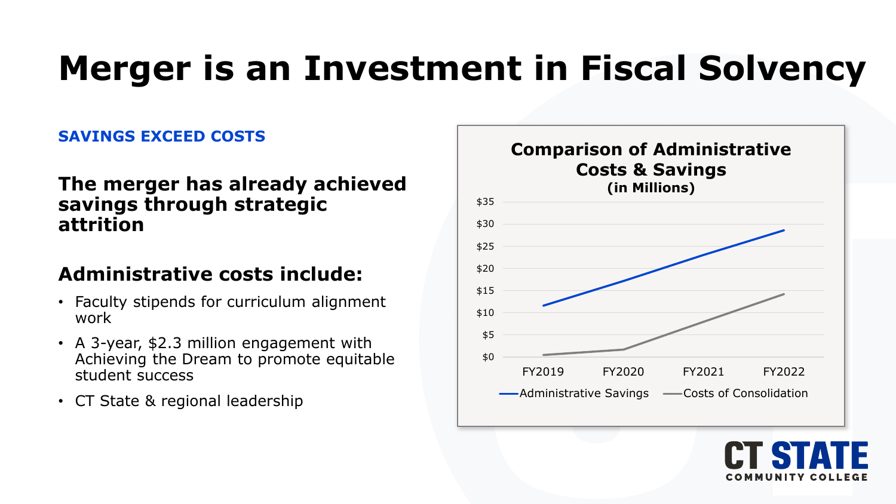# Merger is an Investment in Fiscal Solvency

**SAVINGS EXCEED COSTS**

## The merger has already achieved savings through strategic attrition

## Administrative costs include:

- Faculty stipends for curriculum alignment work
- A 3-year, $2.3 million engagement with Achieving the Dream to promote equitable student success
- CT State & regional leadership

**Comparison of Administrative Costs & Savings (in Millions)**

$35
$30
$25
$20
$15
$10
$5
$0

FY2019 FY2020 FY2021 FY2022

Administrative Savings — Costs of Consolidation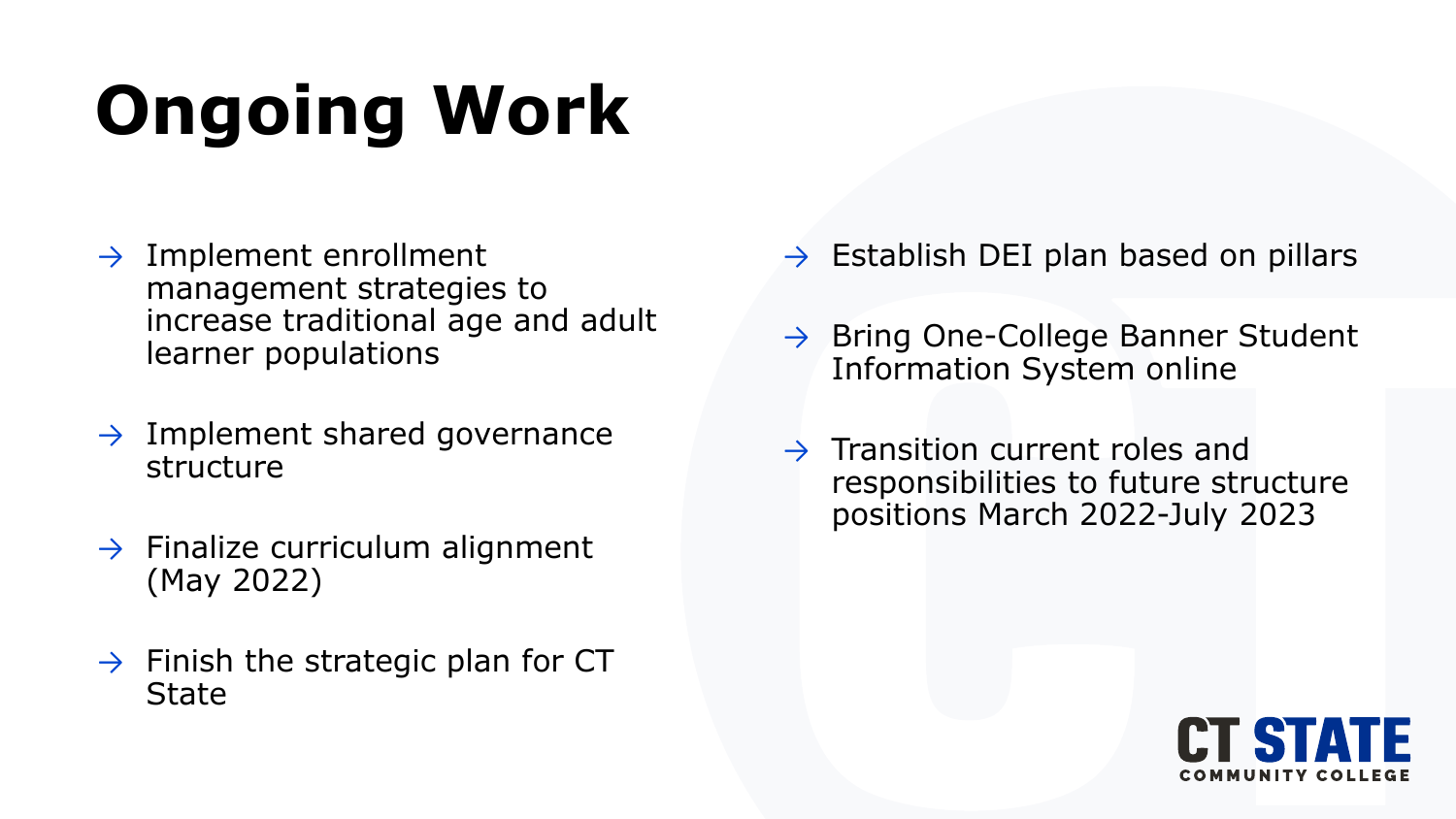# Ongoing Work

- Implement enrollment management strategies to increase traditional age and adult learner populations
- Implement shared governance structure
- Finalize curriculum alignment (May 2022)
- Finish the strategic plan for CT State
- Establish DEI plan based on pillars
- Bring One-College Banner Student Information System online
- Transition current roles and responsibilities to future structure positions March 2022-July 2023

CT STATE COMMUNITY COLLEGE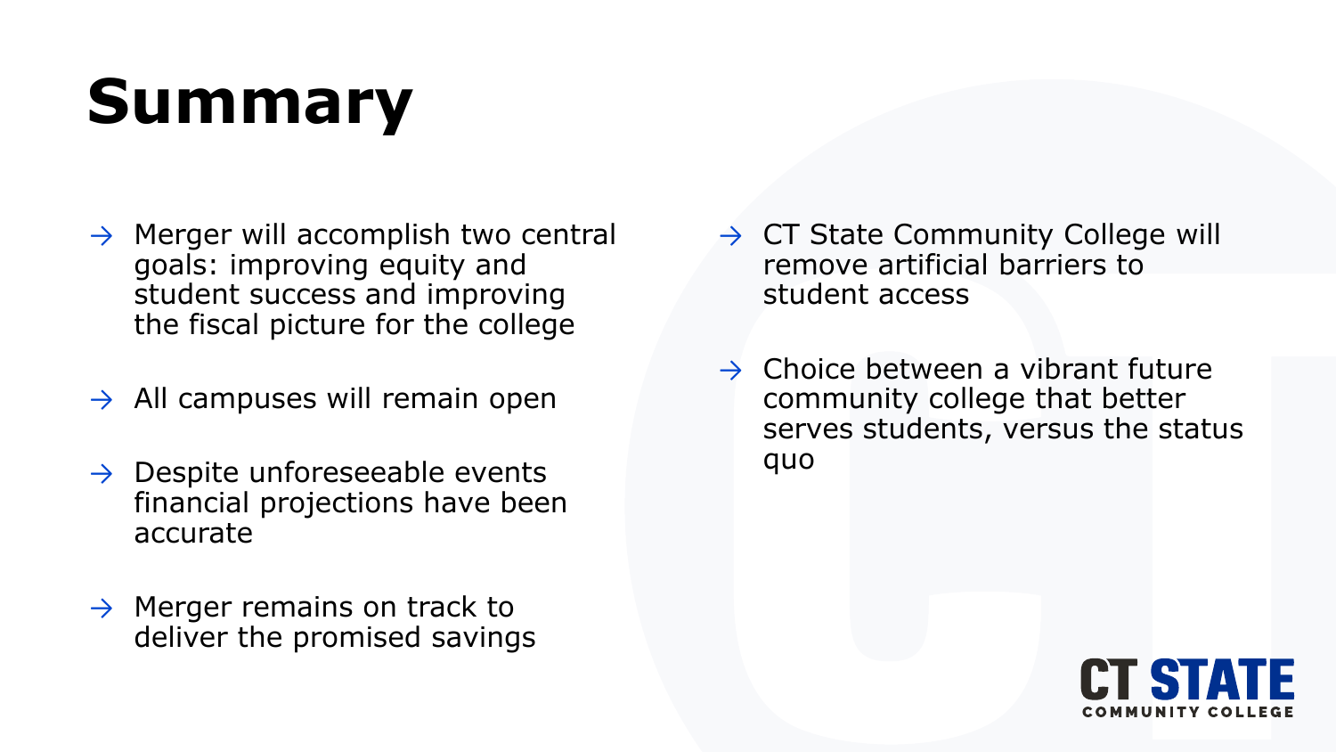# Summary

- Merger will accomplish two central goals: improving equity and student success and improving the fiscal picture for the college
- All campuses will remain open
- Despite unforeseeable events financial projections have been accurate
- Merger remains on track to deliver the promised savings
- CT State Community College will remove artificial barriers to student access
- Choice between a vibrant future community college that better serves students, versus the status quo

CT STATE COMMUNITY COLLEGE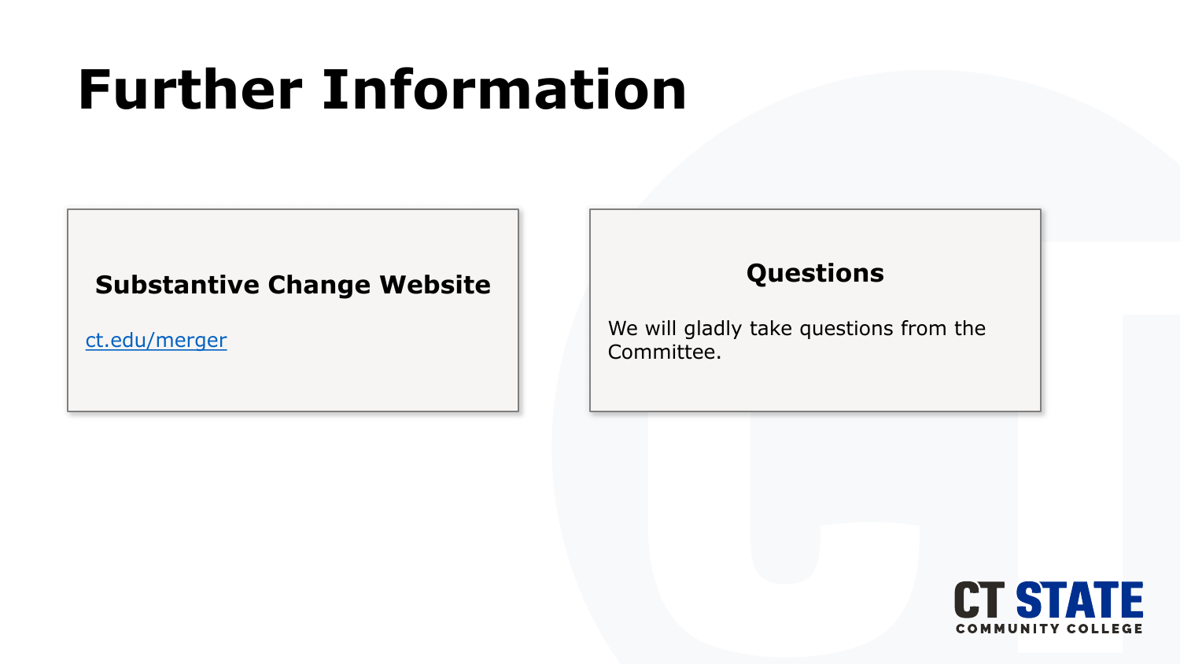# Further Information

### Substantive Change Website

[ct.edu/merger](ct.edu/merger)

### Questions

We will gladly take questions from the Committee.

CT STATE
COMMUNITY COLLEGE